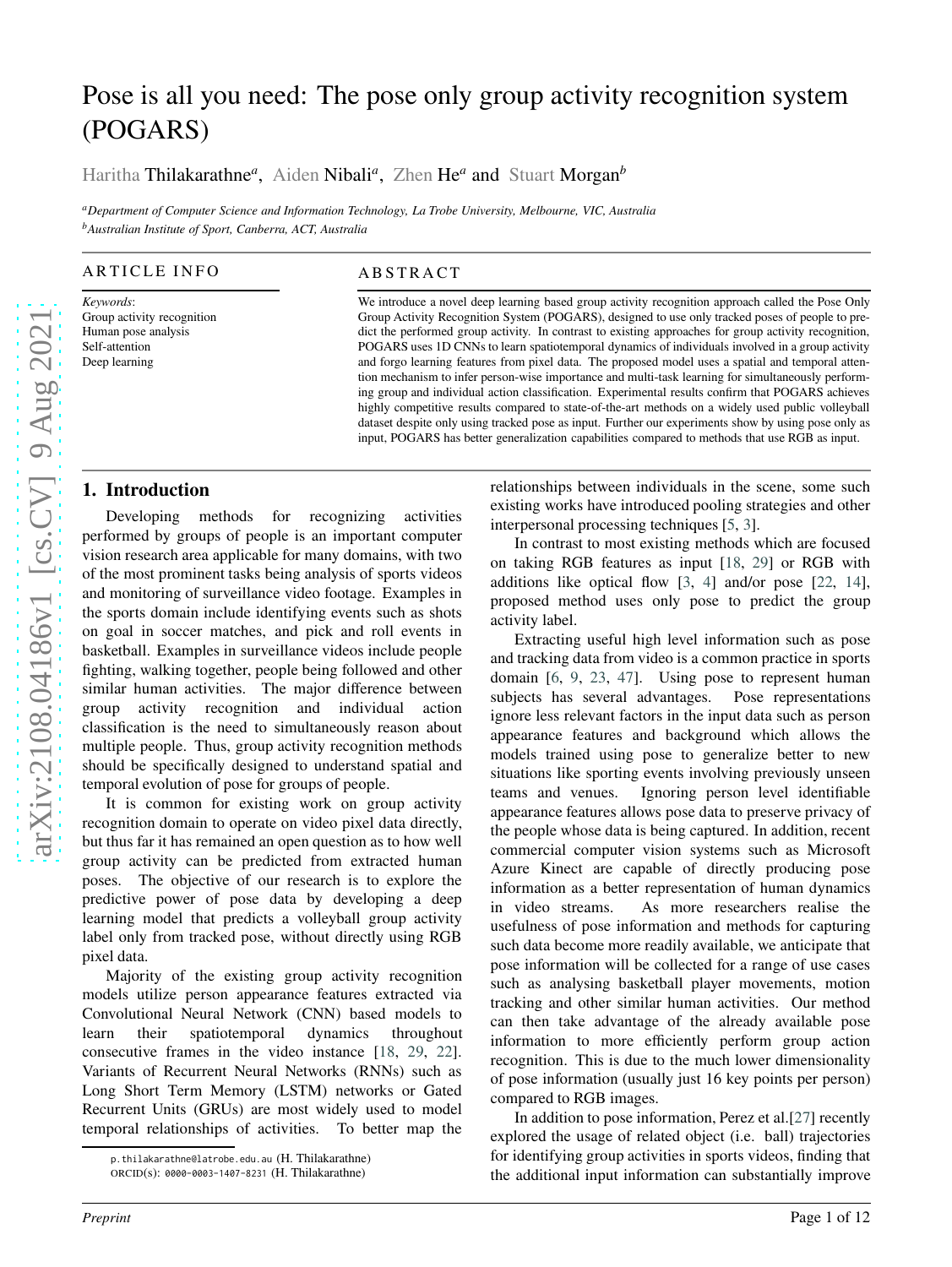# Pose is all you need: The pose only group activity recognition system (POGARS)

Haritha Thilakarathne[a], Aiden Nibali[a], Zhen He[a] and Stuart Morgan[b]

[a]*Department of Computer Science and Information Technology, La Trobe University, Melbourne, VIC, Australia*
[b]*Australian Institute of Sport, Canberra, ACT, Australia*

## ARTICLE INFO

*Keywords*:
Group activity recognition
Human pose analysis
Self-attention
Deep learning

## ABSTRACT

We introduce a novel deep learning based group activity recognition approach called the Pose Only Group Activity Recognition System (POGARS), designed to use only tracked poses of people to predict the performed group activity. In contrast to existing approaches for group activity recognition, POGARS uses 1D CNNs to learn spatiotemporal dynamics of individuals involved in a group activity and forgo learning features from pixel data. The proposed model uses a spatial and temporal attention mechanism to infer person-wise importance and multi-task learning for simultaneously performing group and individual action classification. Experimental results confirm that POGARS achieves highly competitive results compared to state-of-the-art methods on a widely used public volleyball dataset despite only using tracked pose as input. Further our experiments show by using pose only as input, POGARS has better generalization capabilities compared to methods that use RGB as input.

## 1. Introduction

Developing methods for recognizing activities performed by groups of people is an important computer vision research area applicable for many domains, with two of the most prominent tasks being analysis of sports videos and monitoring of surveillance video footage. Examples in the sports domain include identifying events such as shots on goal in soccer matches, and pick and roll events in basketball. Examples in surveillance videos include people fighting, walking together, people being followed and other similar human activities. The major difference between group activity recognition and individual action classification is the need to simultaneously reason about multiple people. Thus, group activity recognition methods should be specifically designed to understand spatial and temporal evolution of pose for groups of people.

It is common for existing work on group activity recognition domain to operate on video pixel data directly, but thus far it has remained an open question as to how well group activity can be predicted from extracted human poses. The objective of our research is to explore the predictive power of pose data by developing a deep learning model that predicts a volleyball group activity label only from tracked pose, without directly using RGB pixel data.

Majority of the existing group activity recognition models utilize person appearance features extracted via Convolutional Neural Network (CNN) based models to learn their spatiotemporal dynamics throughout consecutive frames in the video instance [18, 29, 22]. Variants of Recurrent Neural Networks (RNNs) such as Long Short Term Memory (LSTM) networks or Gated Recurrent Units (GRUs) are most widely used to model temporal relationships of activities. To better map the relationships between individuals in the scene, some such existing works have introduced pooling strategies and other interpersonal processing techniques [5, 3].

In contrast to most existing methods which are focused on taking RGB features as input [18, 29] or RGB with additions like optical flow [3, 4] and/or pose [22, 14], proposed method uses only pose to predict the group activity label.

Extracting useful high level information such as pose and tracking data from video is a common practice in sports domain [6, 9, 23, 47]. Using pose to represent human subjects has several advantages. Pose representations ignore less relevant factors in the input data such as person appearance features and background which allows the models trained using pose to generalize better to new situations like sporting events involving previously unseen teams and venues. Ignoring person level identifiable appearance features allows pose data to preserve privacy of the people whose data is being captured. In addition, recent commercial computer vision systems such as Microsoft Azure Kinect are capable of directly producing pose information as a better representation of human dynamics in video streams. As more researchers realise the usefulness of pose information and methods for capturing such data become more readily available, we anticipate that pose information will be collected for a range of use cases such as analysing basketball player movements, motion tracking and other similar human activities. Our method can then take advantage of the already available pose information to more efficiently perform group action recognition. This is due to the much lower dimensionality of pose information (usually just 16 key points per person) compared to RGB images.

In addition to pose information, Perez et al.[27] recently explored the usage of related object (i.e. ball) trajectories for identifying group activities in sports videos, finding that the additional input information can substantially improve

p.thilakarathne@latrobe.edu.au (H. Thilakarathne)
ORCID(s): 0000-0003-1407-8231 (H. Thilakarathne)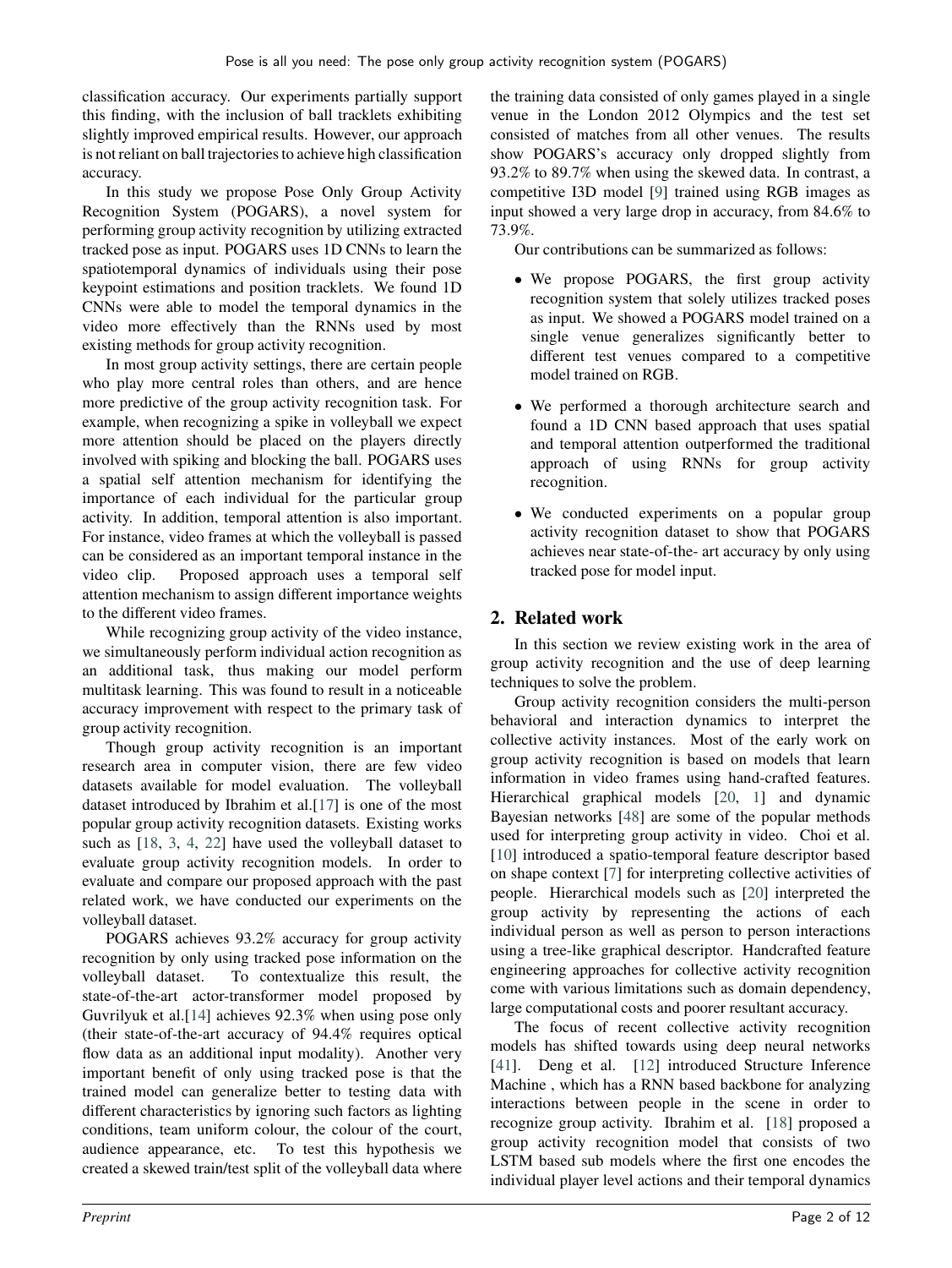classification accuracy. Our experiments partially support this finding, with the inclusion of ball tracklets exhibiting slightly improved empirical results. However, our approach is not reliant on ball trajectories to achieve high classification accuracy.

In this study we propose Pose Only Group Activity Recognition System (POGARS), a novel system for performing group activity recognition by utilizing extracted tracked pose as input. POGARS uses 1D CNNs to learn the spatiotemporal dynamics of individuals using their pose keypoint estimations and position tracklets. We found 1D CNNs were able to model the temporal dynamics in the video more effectively than the RNNs used by most existing methods for group activity recognition.

In most group activity settings, there are certain people who play more central roles than others, and are hence more predictive of the group activity recognition task. For example, when recognizing a spike in volleyball we expect more attention should be placed on the players directly involved with spiking and blocking the ball. POGARS uses a spatial self attention mechanism for identifying the importance of each individual for the particular group activity. In addition, temporal attention is also important. For instance, video frames at which the volleyball is passed can be considered as an important temporal instance in the video clip. Proposed approach uses a temporal self attention mechanism to assign different importance weights to the different video frames.

While recognizing group activity of the video instance, we simultaneously perform individual action recognition as an additional task, thus making our model perform multitask learning. This was found to result in a noticeable accuracy improvement with respect to the primary task of group activity recognition.

Though group activity recognition is an important research area in computer vision, there are few video datasets available for model evaluation. The volleyball dataset introduced by Ibrahim et al.[17] is one of the most popular group activity recognition datasets. Existing works such as [18, 3, 4, 22] have used the volleyball dataset to evaluate group activity recognition models. In order to evaluate and compare our proposed approach with the past related work, we have conducted our experiments on the volleyball dataset.

POGARS achieves 93.2% accuracy for group activity recognition by only using tracked pose information on the volleyball dataset. To contextualize this result, the state-of-the-art actor-transformer model proposed by Guvrilyuk et al.[14] achieves 92.3% when using pose only (their state-of-the-art accuracy of 94.4% requires optical flow data as an additional input modality). Another very important benefit of only using tracked pose is that the trained model can generalize better to testing data with different characteristics by ignoring such factors as lighting conditions, team uniform colour, the colour of the court, audience appearance, etc. To test this hypothesis we created a skewed train/test split of the volleyball data where the training data consisted of only games played in a single venue in the London 2012 Olympics and the test set consisted of matches from all other venues. The results show POGARS's accuracy only dropped slightly from 93.2% to 89.7% when using the skewed data. In contrast, a competitive I3D model [9] trained using RGB images as input showed a very large drop in accuracy, from 84.6% to 73.9%.

Our contributions can be summarized as follows:

- We propose POGARS, the first group activity recognition system that solely utilizes tracked poses as input. We showed a POGARS model trained on a single venue generalizes significantly better to different test venues compared to a competitive model trained on RGB.
- We performed a thorough architecture search and found a 1D CNN based approach that uses spatial and temporal attention outperformed the traditional approach of using RNNs for group activity recognition.
- We conducted experiments on a popular group activity recognition dataset to show that POGARS achieves near state-of-the- art accuracy by only using tracked pose for model input.

## 2. Related work

In this section we review existing work in the area of group activity recognition and the use of deep learning techniques to solve the problem.

Group activity recognition considers the multi-person behavioral and interaction dynamics to interpret the collective activity instances. Most of the early work on group activity recognition is based on models that learn information in video frames using hand-crafted features. Hierarchical graphical models [20, 1] and dynamic Bayesian networks [48] are some of the popular methods used for interpreting group activity in video. Choi et al. [10] introduced a spatio-temporal feature descriptor based on shape context [7] for interpreting collective activities of people. Hierarchical models such as [20] interpreted the group activity by representing the actions of each individual person as well as person to person interactions using a tree-like graphical descriptor. Handcrafted feature engineering approaches for collective activity recognition come with various limitations such as domain dependency, large computational costs and poorer resultant accuracy.

The focus of recent collective activity recognition models has shifted towards using deep neural networks [41]. Deng et al. [12] introduced Structure Inference Machine , which has a RNN based backbone for analyzing interactions between people in the scene in order to recognize group activity. Ibrahim et al. [18] proposed a group activity recognition model that consists of two LSTM based sub models where the first one encodes the individual player level actions and their temporal dynamics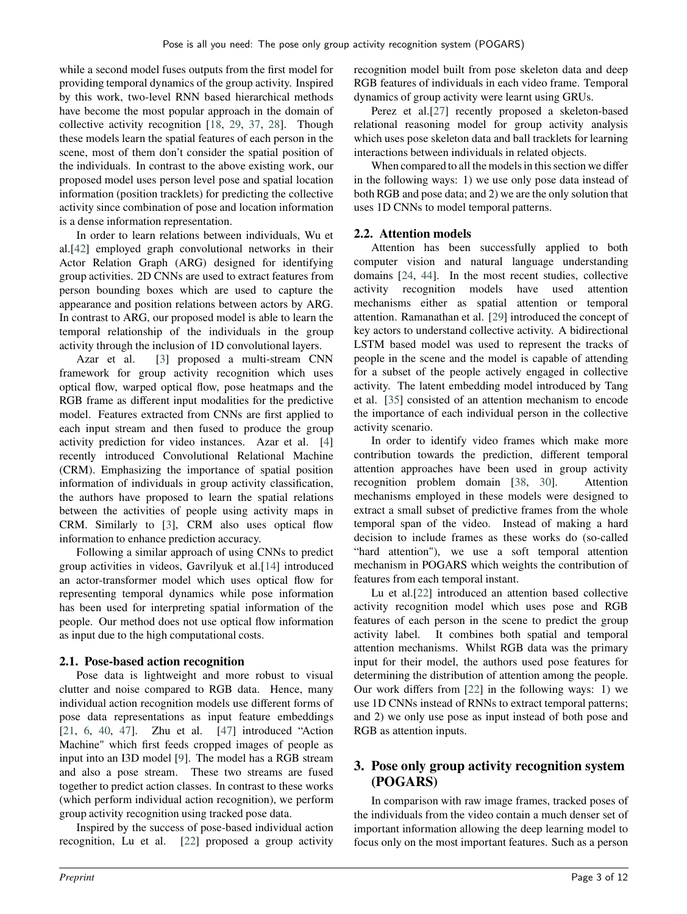while a second model fuses outputs from the first model for providing temporal dynamics of the group activity. Inspired by this work, two-level RNN based hierarchical methods have become the most popular approach in the domain of collective activity recognition [18, 29, 37, 28]. Though these models learn the spatial features of each person in the scene, most of them don't consider the spatial position of the individuals. In contrast to the above existing work, our proposed model uses person level pose and spatial location information (position tracklets) for predicting the collective activity since combination of pose and location information is a dense information representation.

In order to learn relations between individuals, Wu et al.[42] employed graph convolutional networks in their Actor Relation Graph (ARG) designed for identifying group activities. 2D CNNs are used to extract features from person bounding boxes which are used to capture the appearance and position relations between actors by ARG. In contrast to ARG, our proposed model is able to learn the temporal relationship of the individuals in the group activity through the inclusion of 1D convolutional layers.

Azar et al. [3] proposed a multi-stream CNN framework for group activity recognition which uses optical flow, warped optical flow, pose heatmaps and the RGB frame as different input modalities for the predictive model. Features extracted from CNNs are first applied to each input stream and then fused to produce the group activity prediction for video instances. Azar et al. [4] recently introduced Convolutional Relational Machine (CRM). Emphasizing the importance of spatial position information of individuals in group activity classification, the authors have proposed to learn the spatial relations between the activities of people using activity maps in CRM. Similarly to [3], CRM also uses optical flow information to enhance prediction accuracy.

Following a similar approach of using CNNs to predict group activities in videos, Gavrilyuk et al.[14] introduced an actor-transformer model which uses optical flow for representing temporal dynamics while pose information has been used for interpreting spatial information of the people. Our method does not use optical flow information as input due to the high computational costs.

### 2.1. Pose-based action recognition

Pose data is lightweight and more robust to visual clutter and noise compared to RGB data. Hence, many individual action recognition models use different forms of pose data representations as input feature embeddings [21, 6, 40, 47]. Zhu et al. [47] introduced "Action Machine" which first feeds cropped images of people as input into an I3D model [9]. The model has a RGB stream and also a pose stream. These two streams are fused together to predict action classes. In contrast to these works (which perform individual action recognition), we perform group activity recognition using tracked pose data.

Inspired by the success of pose-based individual action recognition, Lu et al. [22] proposed a group activity recognition model built from pose skeleton data and deep RGB features of individuals in each video frame. Temporal dynamics of group activity were learnt using GRUs.

Perez et al.[27] recently proposed a skeleton-based relational reasoning model for group activity analysis which uses pose skeleton data and ball tracklets for learning interactions between individuals in related objects.

When compared to all the models in this section we differ in the following ways: 1) we use only pose data instead of both RGB and pose data; and 2) we are the only solution that uses 1D CNNs to model temporal patterns.

### 2.2. Attention models

Attention has been successfully applied to both computer vision and natural language understanding domains [24, 44]. In the most recent studies, collective activity recognition models have used attention mechanisms either as spatial attention or temporal attention. Ramanathan et al. [29] introduced the concept of key actors to understand collective activity. A bidirectional LSTM based model was used to represent the tracks of people in the scene and the model is capable of attending for a subset of the people actively engaged in collective activity. The latent embedding model introduced by Tang et al. [35] consisted of an attention mechanism to encode the importance of each individual person in the collective activity scenario.

In order to identify video frames which make more contribution towards the prediction, different temporal attention approaches have been used in group activity recognition problem domain [38, 30]. Attention mechanisms employed in these models were designed to extract a small subset of predictive frames from the whole temporal span of the video. Instead of making a hard decision to include frames as these works do (so-called "hard attention"), we use a soft temporal attention mechanism in POGARS which weights the contribution of features from each temporal instant.

Lu et al.[22] introduced an attention based collective activity recognition model which uses pose and RGB features of each person in the scene to predict the group activity label. It combines both spatial and temporal attention mechanisms. Whilst RGB data was the primary input for their model, the authors used pose features for determining the distribution of attention among the people. Our work differs from [22] in the following ways: 1) we use 1D CNNs instead of RNNs to extract temporal patterns; and 2) we only use pose as input instead of both pose and RGB as attention inputs.

## 3. Pose only group activity recognition system (POGARS)

In comparison with raw image frames, tracked poses of the individuals from the video contain a much denser set of important information allowing the deep learning model to focus only on the most important features. Such as a person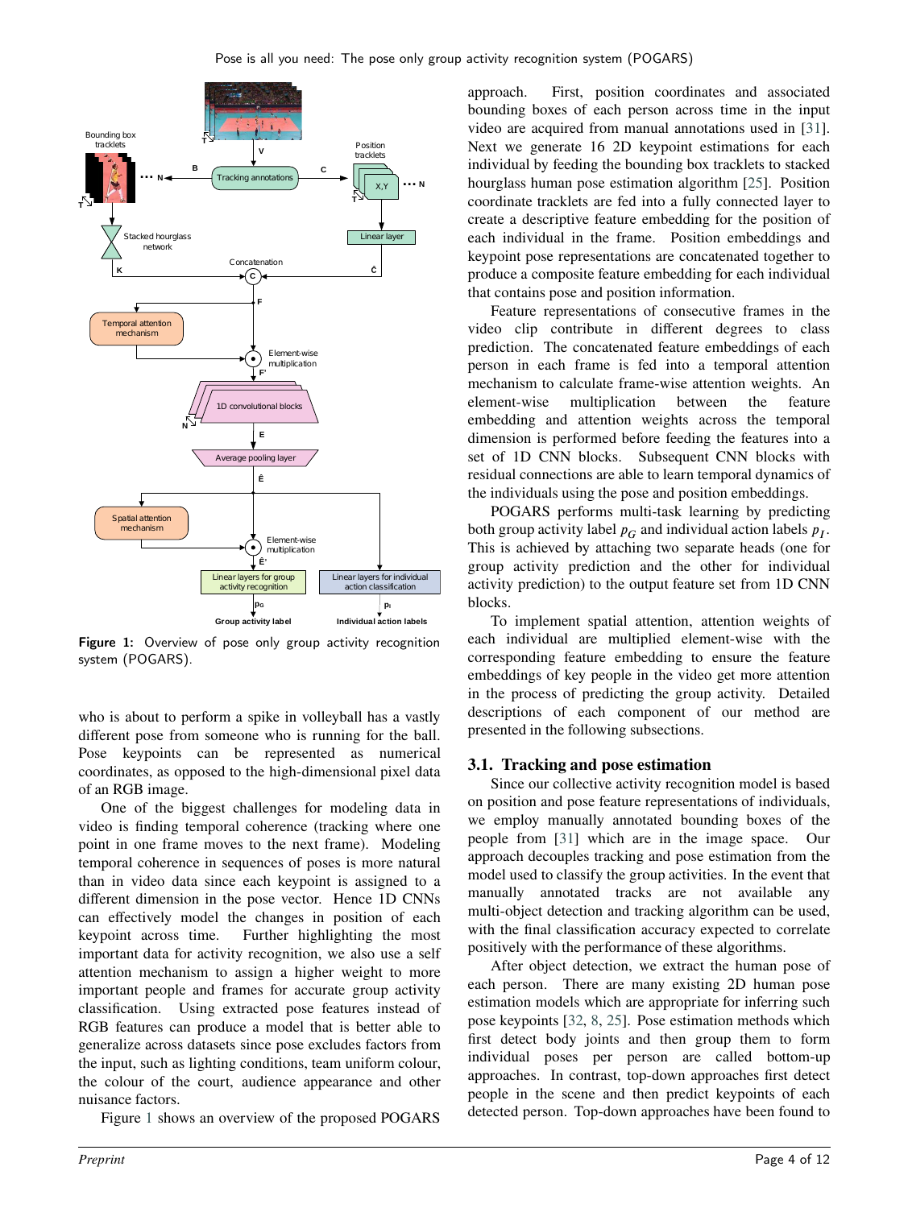Figure 1: Overview of pose only group activity recognition system (POGARS).

who is about to perform a spike in volleyball has a vastly different pose from someone who is running for the ball. Pose keypoints can be represented as numerical coordinates, as opposed to the high-dimensional pixel data of an RGB image.

One of the biggest challenges for modeling data in video is finding temporal coherence (tracking where one point in one frame moves to the next frame). Modeling temporal coherence in sequences of poses is more natural than in video data since each keypoint is assigned to a different dimension in the pose vector. Hence 1D CNNs can effectively model the changes in position of each keypoint across time. Further highlighting the most important data for activity recognition, we also use a self attention mechanism to assign a higher weight to more important people and frames for accurate group activity classification. Using extracted pose features instead of RGB features can produce a model that is better able to generalize across datasets since pose excludes factors from the input, such as lighting conditions, team uniform colour, the colour of the court, audience appearance and other nuisance factors.

Figure 1 shows an overview of the proposed POGARS approach. First, position coordinates and associated bounding boxes of each person across time in the input video are acquired from manual annotations used in [31]. Next we generate 16 2D keypoint estimations for each individual by feeding the bounding box tracklets to stacked hourglass human pose estimation algorithm [25]. Position coordinate tracklets are fed into a fully connected layer to create a descriptive feature embedding for the position of each individual in the frame. Position embeddings and keypoint pose representations are concatenated together to produce a composite feature embedding for each individual that contains pose and position information.

Feature representations of consecutive frames in the video clip contribute in different degrees to class prediction. The concatenated feature embeddings of each person in each frame is fed into a temporal attention mechanism to calculate frame-wise attention weights. An element-wise multiplication between the feature embedding and attention weights across the temporal dimension is performed before feeding the features into a set of 1D CNN blocks. Subsequent CNN blocks with residual connections are able to learn temporal dynamics of the individuals using the pose and position embeddings.

POGARS performs multi-task learning by predicting both group activity label $p_G$ and individual action labels $p_I$. This is achieved by attaching two separate heads (one for group activity prediction and the other for individual activity prediction) to the output feature set from 1D CNN blocks.

To implement spatial attention, attention weights of each individual are multiplied element-wise with the corresponding feature embedding to ensure the feature embeddings of key people in the video get more attention in the process of predicting the group activity. Detailed descriptions of each component of our method are presented in the following subsections.

### 3.1. Tracking and pose estimation

Since our collective activity recognition model is based on position and pose feature representations of individuals, we employ manually annotated bounding boxes of the people from [31] which are in the image space. Our approach decouples tracking and pose estimation from the model used to classify the group activities. In the event that manually annotated tracks are not available any multi-object detection and tracking algorithm can be used, with the final classification accuracy expected to correlate positively with the performance of these algorithms.

After object detection, we extract the human pose of each person. There are many existing 2D human pose estimation models which are appropriate for inferring such pose keypoints [32, 8, 25]. Pose estimation methods which first detect body joints and then group them to form individual poses per person are called bottom-up approaches. In contrast, top-down approaches first detect people in the scene and then predict keypoints of each detected person. Top-down approaches have been found to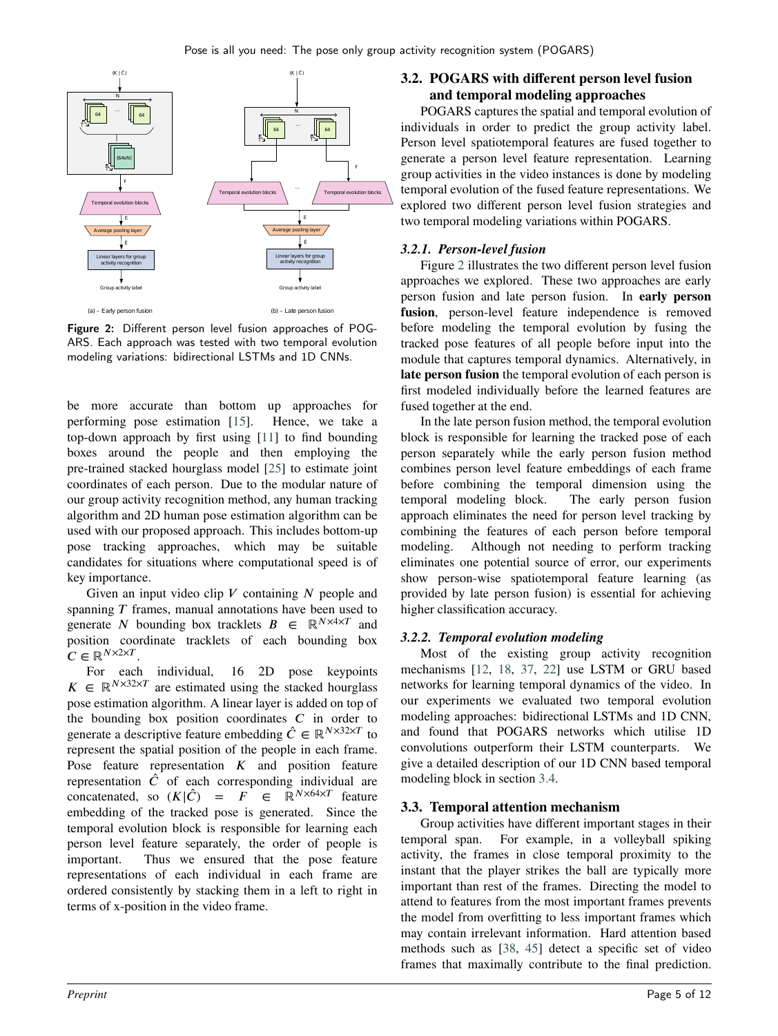Figure 2: Different person level fusion approaches of POGARS. Each approach was tested with two temporal evolution modeling variations: bidirectional LSTMs and 1D CNNs.

be more accurate than bottom up approaches for performing pose estimation [15]. Hence, we take a top-down approach by first using [11] to find bounding boxes around the people and then employing the pre-trained stacked hourglass model [25] to estimate joint coordinates of each person. Due to the modular nature of our group activity recognition method, any human tracking algorithm and 2D human pose estimation algorithm can be used with our proposed approach. This includes bottom-up pose tracking approaches, which may be suitable candidates for situations where computational speed is of key importance.

Given an input video clip $V$ containing $N$ people and spanning $T$ frames, manual annotations have been used to generate $N$ bounding box tracklets $B \in \mathbb{R}^{N\times4\times T}$ and position coordinate tracklets of each bounding box $C \in \mathbb{R}^{N\times2\times T}$.

For each individual, 16 2D pose keypoints $K \in \mathbb{R}^{N\times32\times T}$ are estimated using the stacked hourglass pose estimation algorithm. A linear layer is added on top of the bounding box position coordinates $C$ in order to generate a descriptive feature embedding $\hat{C} \in \mathbb{R}^{N\times32\times T}$ to represent the spatial position of the people in each frame. Pose feature representation $K$ and position feature representation $\hat{C}$ of each corresponding individual are concatenated, so $(K|\hat{C}) = F \in \mathbb{R}^{N\times64\times T}$ feature embedding of the tracked pose is generated. Since the temporal evolution block is responsible for learning each person level feature separately, the order of people is important. Thus we ensured that the pose feature representations of each individual in each frame are ordered consistently by stacking them in a left to right in terms of x-position in the video frame.

## 3.2. POGARS with different person level fusion and temporal modeling approaches

POGARS captures the spatial and temporal evolution of individuals in order to predict the group activity label. Person level spatiotemporal features are fused together to generate a person level feature representation. Learning group activities in the video instances is done by modeling temporal evolution of the fused feature representations. We explored two different person level fusion strategies and two temporal modeling variations within POGARS.

### 3.2.1. Person-level fusion

Figure 2 illustrates the two different person level fusion approaches we explored. These two approaches are early person fusion and late person fusion. In **early person fusion**, person-level feature independence is removed before modeling the temporal evolution by fusing the tracked pose features of all people before input into the module that captures temporal dynamics. Alternatively, in **late person fusion** the temporal evolution of each person is first modeled individually before the learned features are fused together at the end.

In the late person fusion method, the temporal evolution block is responsible for learning the tracked pose of each person separately while the early person fusion method combines person level feature embeddings of each frame before combining the temporal dimension using the temporal modeling block. The early person fusion approach eliminates the need for person level tracking by combining the features of each person before temporal modeling. Although not needing to perform tracking eliminates one potential source of error, our experiments show person-wise spatiotemporal feature learning (as provided by late person fusion) is essential for achieving higher classification accuracy.

### 3.2.2. Temporal evolution modeling

Most of the existing group activity recognition mechanisms [12, 18, 37, 22] use LSTM or GRU based networks for learning temporal dynamics of the video. In our experiments we evaluated two temporal evolution modeling approaches: bidirectional LSTMs and 1D CNN, and found that POGARS networks which utilise 1D convolutions outperform their LSTM counterparts. We give a detailed description of our 1D CNN based temporal modeling block in section 3.4.

## 3.3. Temporal attention mechanism

Group activities have different important stages in their temporal span. For example, in a volleyball spiking activity, the frames in close temporal proximity to the instant that the player strikes the ball are typically more important than rest of the frames. Directing the model to attend to features from the most important frames prevents the model from overfitting to less important frames which may contain irrelevant information. Hard attention based methods such as [38, 45] detect a specific set of video frames that maximally contribute to the final prediction.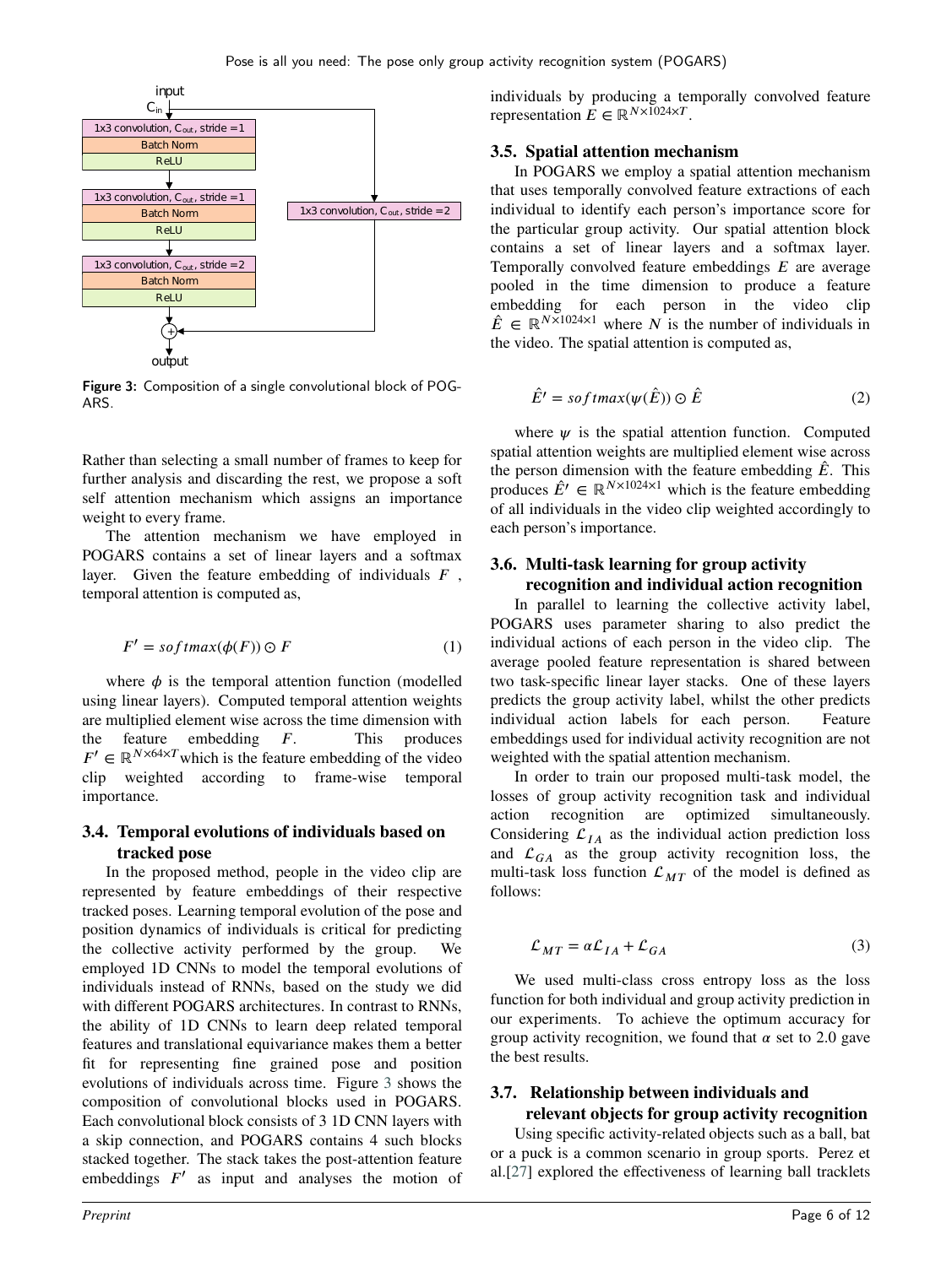Figure 3: Composition of a single convolutional block of POGARS.

Rather than selecting a small number of frames to keep for further analysis and discarding the rest, we propose a soft self attention mechanism which assigns an importance weight to every frame.

The attention mechanism we have employed in POGARS contains a set of linear layers and a softmax layer. Given the feature embedding of individuals $F$ , temporal attention is computed as,

$$F' = softmax(\phi(F)) \odot F \tag{1}$$

where $\phi$ is the temporal attention function (modelled using linear layers). Computed temporal attention weights are multiplied element wise across the time dimension with the feature embedding $F$. This produces $F' \in \mathbb{R}^{N \times 64 \times T}$ which is the feature embedding of the video clip weighted according to frame-wise temporal importance.

### 3.4. Temporal evolutions of individuals based on tracked pose

In the proposed method, people in the video clip are represented by feature embeddings of their respective tracked poses. Learning temporal evolution of the pose and position dynamics of individuals is critical for predicting the collective activity performed by the group. We employed 1D CNNs to model the temporal evolutions of individuals instead of RNNs, based on the study we did with different POGARS architectures. In contrast to RNNs, the ability of 1D CNNs to learn deep related temporal features and translational equivariance makes them a better fit for representing fine grained pose and position evolutions of individuals across time. Figure 3 shows the composition of convolutional blocks used in POGARS. Each convolutional block consists of 3 1D CNN layers with a skip connection, and POGARS contains 4 such blocks stacked together. The stack takes the post-attention feature embeddings $F'$ as input and analyses the motion of individuals by producing a temporally convolved feature representation $E \in \mathbb{R}^{N \times 1024 \times T}$.

### 3.5. Spatial attention mechanism

In POGARS we employ a spatial attention mechanism that uses temporally convolved feature extractions of each individual to identify each person's importance score for the particular group activity. Our spatial attention block contains a set of linear layers and a softmax layer. Temporally convolved feature embeddings $E$ are average pooled in the time dimension to produce a feature embedding for each person in the video clip $\hat{E} \in \mathbb{R}^{N \times 1024 \times 1}$ where $N$ is the number of individuals in the video. The spatial attention is computed as,

$$\hat{E}' = softmax(\psi(\hat{E})) \odot \hat{E} \tag{2}$$

where $\psi$ is the spatial attention function. Computed spatial attention weights are multiplied element wise across the person dimension with the feature embedding $\hat{E}$. This produces $\hat{E}' \in \mathbb{R}^{N \times 1024 \times 1}$ which is the feature embedding of all individuals in the video clip weighted accordingly to each person's importance.

### 3.6. Multi-task learning for group activity recognition and individual action recognition

In parallel to learning the collective activity label, POGARS uses parameter sharing to also predict the individual actions of each person in the video clip. The average pooled feature representation is shared between two task-specific linear layer stacks. One of these layers predicts the group activity label, whilst the other predicts individual action labels for each person. Feature embeddings used for individual activity recognition are not weighted with the spatial attention mechanism.

In order to train our proposed multi-task model, the losses of group activity recognition task and individual action recognition are optimized simultaneously. Considering $\mathcal{L}_{IA}$ as the individual action prediction loss and $\mathcal{L}_{GA}$ as the group activity recognition loss, the multi-task loss function $\mathcal{L}_{MT}$ of the model is defined as follows:

$$\mathcal{L}_{MT} = \alpha \mathcal{L}_{IA} + \mathcal{L}_{GA} \tag{3}$$

We used multi-class cross entropy loss as the loss function for both individual and group activity prediction in our experiments. To achieve the optimum accuracy for group activity recognition, we found that $\alpha$ set to 2.0 gave the best results.

### 3.7. Relationship between individuals and relevant objects for group activity recognition

Using specific activity-related objects such as a ball, bat or a puck is a common scenario in group sports. Perez et al.[27] explored the effectiveness of learning ball tracklets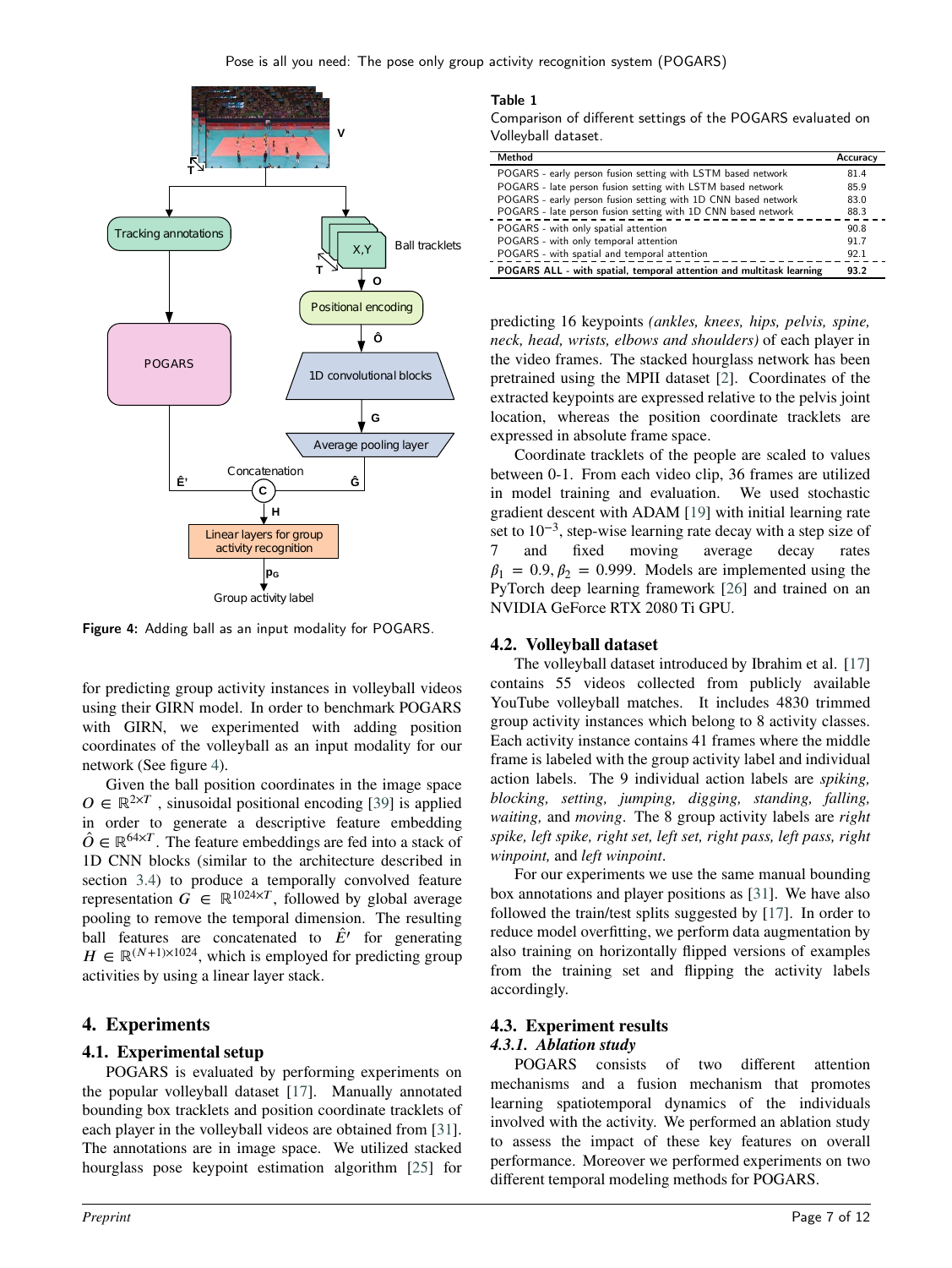Figure 4: Adding ball as an input modality for POGARS.

for predicting group activity instances in volleyball videos using their GIRN model. In order to benchmark POGARS with GIRN, we experimented with adding position coordinates of the volleyball as an input modality for our network (See figure 4).

Given the ball position coordinates in the image space $O \in \mathbb{R}^{2\times T}$, sinusoidal positional encoding [39] is applied in order to generate a descriptive feature embedding $\hat{O} \in \mathbb{R}^{64\times T}$. The feature embeddings are fed into a stack of 1D CNN blocks (similar to the architecture described in section 3.4) to produce a temporally convolved feature representation $G \in \mathbb{R}^{1024\times T}$, followed by global average pooling to remove the temporal dimension. The resulting ball features are concatenated to $\hat{E}'$ for generating $H \in \mathbb{R}^{(N+1)\times 1024}$, which is employed for predicting group activities by using a linear layer stack.

## 4. Experiments

### 4.1. Experimental setup

POGARS is evaluated by performing experiments on the popular volleyball dataset [17]. Manually annotated bounding box tracklets and position coordinate tracklets of each player in the volleyball videos are obtained from [31]. The annotations are in image space. We utilized stacked hourglass pose keypoint estimation algorithm [25] for predicting 16 keypoints *(ankles, knees, hips, pelvis, spine, neck, head, wrists, elbows and shoulders)* of each player in the video frames. The stacked hourglass network has been pretrained using the MPII dataset [2]. Coordinates of the extracted keypoints are expressed relative to the pelvis joint location, whereas the position coordinate tracklets are expressed in absolute frame space.

Coordinate tracklets of the people are scaled to values between 0-1. From each video clip, 36 frames are utilized in model training and evaluation. We used stochastic gradient descent with ADAM [19] with initial learning rate set to $10^{-3}$, step-wise learning rate decay with a step size of 7 and fixed moving average decay rates $\beta_1 = 0.9, \beta_2 = 0.999$. Models are implemented using the PyTorch deep learning framework [26] and trained on an NVIDIA GeForce RTX 2080 Ti GPU.

**Table 1**
Comparison of different settings of the POGARS evaluated on Volleyball dataset.

| Method | Accuracy |
|---|---|
| POGARS - early person fusion setting with LSTM based network | 81.4 |
| POGARS - late person fusion setting with LSTM based network | 85.9 |
| POGARS - early person fusion setting with 1D CNN based network | 83.0 |
| POGARS - late person fusion setting with 1D CNN based network | 88.3 |
| POGARS - with only spatial attention | 90.8 |
| POGARS - with only temporal attention | 91.7 |
| POGARS - with spatial and temporal attention | 92.1 |
| **POGARS ALL - with spatial, temporal attention and multitask learning** | **93.2** |

### 4.2. Volleyball dataset

The volleyball dataset introduced by Ibrahim et al. [17] contains 55 videos collected from publicly available YouTube volleyball matches. It includes 4830 trimmed group activity instances which belong to 8 activity classes. Each activity instance contains 41 frames where the middle frame is labeled with the group activity label and individual action labels. The 9 individual action labels are *spiking, blocking, setting, jumping, digging, standing, falling, waiting,* and *moving*. The 8 group activity labels are *right spike, left spike, right set, left set, right pass, left pass, right winpoint,* and *left winpoint*.

For our experiments we use the same manual bounding box annotations and player positions as [31]. We have also followed the train/test splits suggested by [17]. In order to reduce model overfitting, we perform data augmentation by also training on horizontally flipped versions of examples from the training set and flipping the activity labels accordingly.

### 4.3. Experiment results

#### 4.3.1. Ablation study

POGARS consists of two different attention mechanisms and a fusion mechanism that promotes learning spatiotemporal dynamics of the individuals involved with the activity. We performed an ablation study to assess the impact of these key features on overall performance. Moreover we performed experiments on two different temporal modeling methods for POGARS.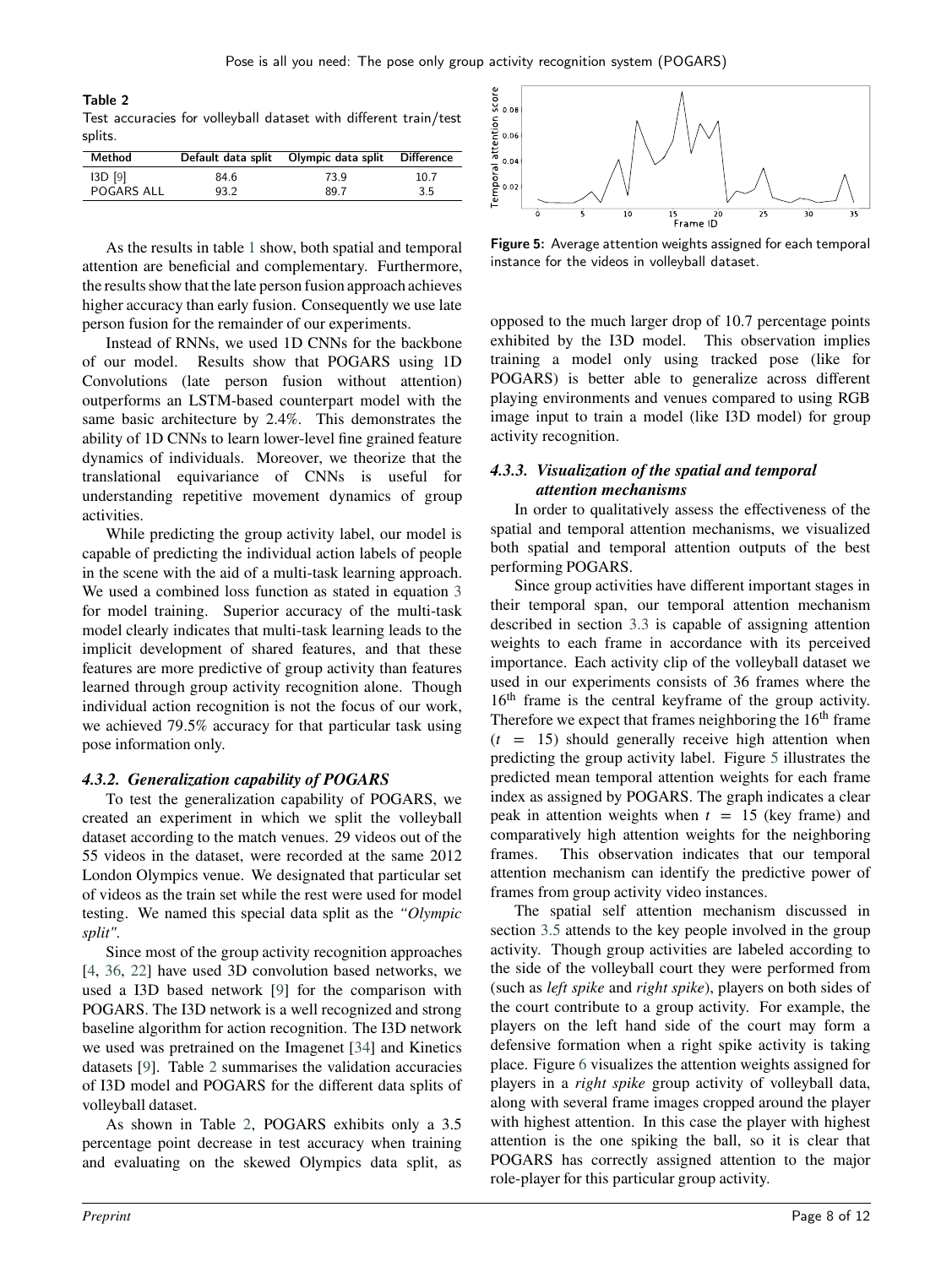**Table 2**
Test accuracies for volleyball dataset with different train/test splits.

| Method | Default data split | Olympic data split | Difference |
|---|---|---|---|
| I3D [9] | 84.6 | 73.9 | 10.7 |
| POGARS ALL | 93.2 | 89.7 | 3.5 |

As the results in table 1 show, both spatial and temporal attention are beneficial and complementary. Furthermore, the results show that the late person fusion approach achieves higher accuracy than early fusion. Consequently we use late person fusion for the remainder of our experiments.

Instead of RNNs, we used 1D CNNs for the backbone of our model. Results show that POGARS using 1D Convolutions (late person fusion without attention) outperforms an LSTM-based counterpart model with the same basic architecture by 2.4%. This demonstrates the ability of 1D CNNs to learn lower-level fine grained feature dynamics of individuals. Moreover, we theorize that the translational equivariance of CNNs is useful for understanding repetitive movement dynamics of group activities.

While predicting the group activity label, our model is capable of predicting the individual action labels of people in the scene with the aid of a multi-task learning approach. We used a combined loss function as stated in equation 3 for model training. Superior accuracy of the multi-task model clearly indicates that multi-task learning leads to the implicit development of shared features, and that these features are more predictive of group activity than features learned through group activity recognition alone. Though individual action recognition is not the focus of our work, we achieved 79.5% accuracy for that particular task using pose information only.

#### *4.3.2. Generalization capability of POGARS*

To test the generalization capability of POGARS, we created an experiment in which we split the volleyball dataset according to the match venues. 29 videos out of the 55 videos in the dataset, were recorded at the same 2012 London Olympics venue. We designated that particular set of videos as the train set while the rest were used for model testing. We named this special data split as the *"Olympic split"*.

Since most of the group activity recognition approaches [4, 36, 22] have used 3D convolution based networks, we used a I3D based network [9] for the comparison with POGARS. The I3D network is a well recognized and strong baseline algorithm for action recognition. The I3D network we used was pretrained on the Imagenet [34] and Kinetics datasets [9]. Table 2 summarises the validation accuracies of I3D model and POGARS for the different data splits of volleyball dataset.

As shown in Table 2, POGARS exhibits only a 3.5 percentage point decrease in test accuracy when training and evaluating on the skewed Olympics data split, as opposed to the much larger drop of 10.7 percentage points exhibited by the I3D model. This observation implies training a model only using tracked pose (like for POGARS) is better able to generalize across different playing environments and venues compared to using RGB image input to train a model (like I3D model) for group activity recognition.

**Figure 5:** Average attention weights assigned for each temporal instance for the videos in volleyball dataset.

#### *4.3.3. Visualization of the spatial and temporal attention mechanisms*

In order to qualitatively assess the effectiveness of the spatial and temporal attention mechanisms, we visualized both spatial and temporal attention outputs of the best performing POGARS.

Since group activities have different important stages in their temporal span, our temporal attention mechanism described in section 3.3 is capable of assigning attention weights to each frame in accordance with its perceived importance. Each activity clip of the volleyball dataset we used in our experiments consists of 36 frames where the 16[th] frame is the central keyframe of the group activity. Therefore we expect that frames neighboring the 16[th] frame ($t = 15$) should generally receive high attention when predicting the group activity label. Figure 5 illustrates the predicted mean temporal attention weights for each frame index as assigned by POGARS. The graph indicates a clear peak in attention weights when $t = 15$ (key frame) and comparatively high attention weights for the neighboring frames. This observation indicates that our temporal attention mechanism can identify the predictive power of frames from group activity video instances.

The spatial self attention mechanism discussed in section 3.5 attends to the key people involved in the group activity. Though group activities are labeled according to the side of the volleyball court they were performed from (such as *left spike* and *right spike*), players on both sides of the court contribute to a group activity. For example, the players on the left hand side of the court may form a defensive formation when a right spike activity is taking place. Figure 6 visualizes the attention weights assigned for players in a *right spike* group activity of volleyball data, along with several frame images cropped around the player with highest attention. In this case the player with highest attention is the one spiking the ball, so it is clear that POGARS has correctly assigned attention to the major role-player for this particular group activity.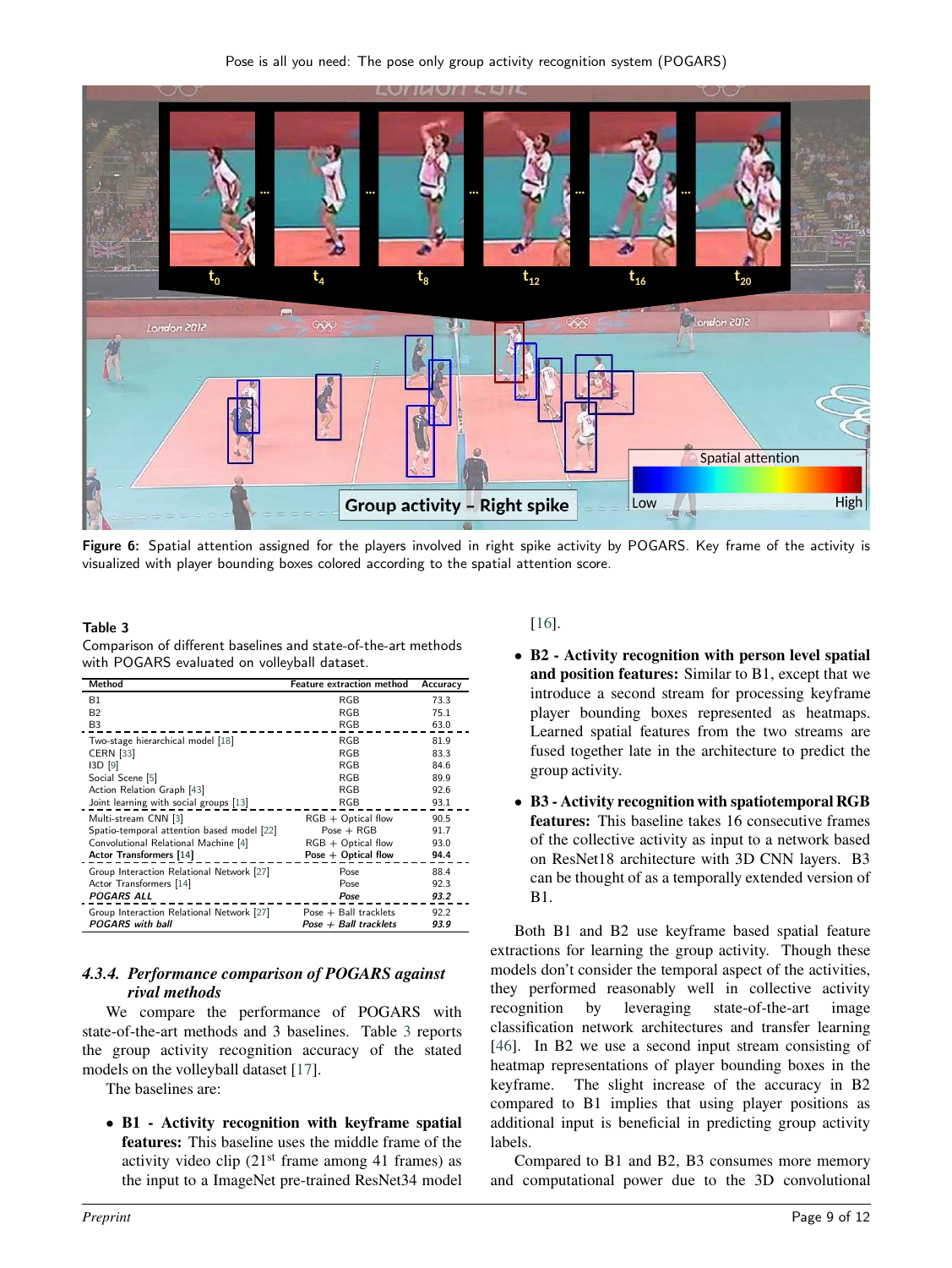Figure 6: Spatial attention assigned for the players involved in right spike activity by POGARS. Key frame of the activity is visualized with player bounding boxes colored according to the spatial attention score.

**Table 3**
Comparison of different baselines and state-of-the-art methods with POGARS evaluated on volleyball dataset.

| Method | Feature extraction method | Accuracy |
|---|---|---|
| B1 | RGB | 73.3 |
| B2 | RGB | 75.1 |
| B3 | RGB | 63.0 |
| Two-stage hierarchical model [18] | RGB | 81.9 |
| CERN [33] | RGB | 83.3 |
| I3D [9] | RGB | 84.6 |
| Social Scene [5] | RGB | 89.9 |
| Action Relation Graph [43] | RGB | 92.6 |
| Joint learning with social groups [13] | RGB | 93.1 |
| Multi-stream CNN [3] | RGB + Optical flow | 90.5 |
| Spatio-temporal attention based model [22] | Pose + RGB | 91.7 |
| Convolutional Relational Machine [4] | RGB + Optical flow | 93.0 |
| **Actor Transformers [14]** | **Pose + Optical flow** | **94.4** |
| Group Interaction Relational Network [27] | Pose | 88.4 |
| Actor Transformers [14] | Pose | 92.3 |
| ***POGARS ALL*** | ***Pose*** | ***93.2*** |
| Group Interaction Relational Network [27] | Pose + Ball tracklets | 92.2 |
| ***POGARS with ball*** | ***Pose + Ball tracklets*** | ***93.9*** |

#### 4.3.4. *Performance comparison of POGARS against rival methods*

We compare the performance of POGARS with state-of-the-art methods and 3 baselines. Table 3 reports the group activity recognition accuracy of the stated models on the volleyball dataset [17].

The baselines are:

- **B1 - Activity recognition with keyframe spatial features:** This baseline uses the middle frame of the activity video clip (21st frame among 41 frames) as the input to a ImageNet pre-trained ResNet34 model [16].
- **B2 - Activity recognition with person level spatial and position features:** Similar to B1, except that we introduce a second stream for processing keyframe player bounding boxes represented as heatmaps. Learned spatial features from the two streams are fused together late in the architecture to predict the group activity.
- **B3 - Activity recognition with spatiotemporal RGB features:** This baseline takes 16 consecutive frames of the collective activity as input to a network based on ResNet18 architecture with 3D CNN layers. B3 can be thought of as a temporally extended version of B1.

Both B1 and B2 use keyframe based spatial feature extractions for learning the group activity. Though these models don't consider the temporal aspect of the activities, they performed reasonably well in collective activity recognition by leveraging state-of-the-art image classification network architectures and transfer learning [46]. In B2 we use a second input stream consisting of heatmap representations of player bounding boxes in the keyframe. The slight increase of the accuracy in B2 compared to B1 implies that using player positions as additional input is beneficial in predicting group activity labels.

Compared to B1 and B2, B3 consumes more memory and computational power due to the 3D convolutional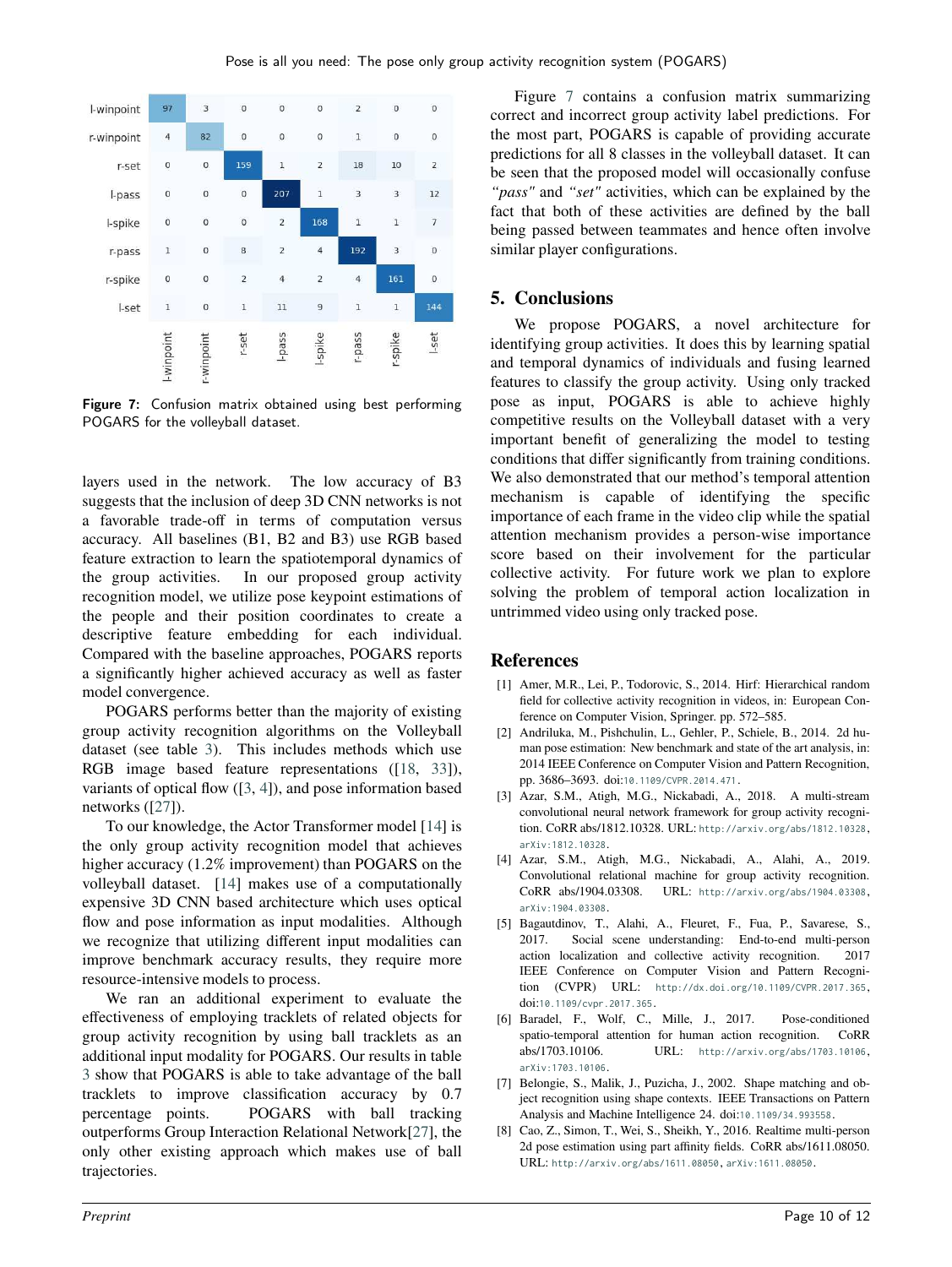|  | l-winpoint | r-winpoint | r-set | l-pass | l-spike | r-pass | r-spike | l-set |
|---|---|---|---|---|---|---|---|---|
| l-winpoint | 97 | 3 | 0 | 0 | 0 | 2 | 0 | 0 |
| r-winpoint | 4 | 82 | 0 | 0 | 0 | 1 | 0 | 0 |
| r-set | 0 | 0 | 159 | 1 | 2 | 18 | 10 | 2 |
| l-pass | 0 | 0 | 0 | 207 | 1 | 3 | 3 | 12 |
| l-spike | 0 | 0 | 0 | 2 | 168 | 1 | 1 | 7 |
| r-pass | 1 | 0 | 8 | 2 | 4 | 192 | 3 | 0 |
| r-spike | 0 | 0 | 2 | 4 | 2 | 4 | 161 | 0 |
| l-set | 1 | 0 | 1 | 11 | 9 | 1 | 1 | 144 |

**Figure 7:** Confusion matrix obtained using best performing POGARS for the volleyball dataset.

layers used in the network. The low accuracy of B3 suggests that the inclusion of deep 3D CNN networks is not a favorable trade-off in terms of computation versus accuracy. All baselines (B1, B2 and B3) use RGB based feature extraction to learn the spatiotemporal dynamics of the group activities. In our proposed group activity recognition model, we utilize pose keypoint estimations of the people and their position coordinates to create a descriptive feature embedding for each individual. Compared with the baseline approaches, POGARS reports a significantly higher achieved accuracy as well as faster model convergence.

POGARS performs better than the majority of existing group activity recognition algorithms on the Volleyball dataset (see table 3). This includes methods which use RGB image based feature representations ([18, 33]), variants of optical flow ([3, 4]), and pose information based networks ([27]).

To our knowledge, the Actor Transformer model [14] is the only group activity recognition model that achieves higher accuracy (1.2% improvement) than POGARS on the volleyball dataset. [14] makes use of a computationally expensive 3D CNN based architecture which uses optical flow and pose information as input modalities. Although we recognize that utilizing different input modalities can improve benchmark accuracy results, they require more resource-intensive models to process.

We ran an additional experiment to evaluate the effectiveness of employing tracklets of related objects for group activity recognition by using ball tracklets as an additional input modality for POGARS. Our results in table 3 show that POGARS is able to take advantage of the ball tracklets to improve classification accuracy by 0.7 percentage points. POGARS with ball tracking outperforms Group Interaction Relational Network[27], the only other existing approach which makes use of ball trajectories.

Figure 7 contains a confusion matrix summarizing correct and incorrect group activity label predictions. For the most part, POGARS is capable of providing accurate predictions for all 8 classes in the volleyball dataset. It can be seen that the proposed model will occasionally confuse *"pass"* and *"set"* activities, which can be explained by the fact that both of these activities are defined by the ball being passed between teammates and hence often involve similar player configurations.

## 5. Conclusions

We propose POGARS, a novel architecture for identifying group activities. It does this by learning spatial and temporal dynamics of individuals and fusing learned features to classify the group activity. Using only tracked pose as input, POGARS is able to achieve highly competitive results on the Volleyball dataset with a very important benefit of generalizing the model to testing conditions that differ significantly from training conditions. We also demonstrated that our method's temporal attention mechanism is capable of identifying the specific importance of each frame in the video clip while the spatial attention mechanism provides a person-wise importance score based on their involvement for the particular collective activity. For future work we plan to explore solving the problem of temporal action localization in untrimmed video using only tracked pose.

## References

[1] Amer, M.R., Lei, P., Todorovic, S., 2014. Hirf: Hierarchical random field for collective activity recognition in videos, in: European Conference on Computer Vision, Springer. pp. 572–585.

[2] Andriluka, M., Pishchulin, L., Gehler, P., Schiele, B., 2014. 2d human pose estimation: New benchmark and state of the art analysis, in: 2014 IEEE Conference on Computer Vision and Pattern Recognition, pp. 3686–3693. doi:10.1109/CVPR.2014.471.

[3] Azar, S.M., Atigh, M.G., Nickabadi, A., 2018. A multi-stream convolutional neural network framework for group activity recognition. CoRR abs/1812.10328. URL: http://arxiv.org/abs/1812.10328, arXiv:1812.10328.

[4] Azar, S.M., Atigh, M.G., Nickabadi, A., Alahi, A., 2019. Convolutional relational machine for group activity recognition. CoRR abs/1904.03308. URL: http://arxiv.org/abs/1904.03308, arXiv:1904.03308.

[5] Bagautdinov, T., Alahi, A., Fleuret, F., Fua, P., Savarese, S., 2017. Social scene understanding: End-to-end multi-person action localization and collective activity recognition. 2017 IEEE Conference on Computer Vision and Pattern Recognition (CVPR) URL: http://dx.doi.org/10.1109/CVPR.2017.365, doi:10.1109/cvpr.2017.365.

[6] Baradel, F., Wolf, C., Mille, J., 2017. Pose-conditioned spatio-temporal attention for human action recognition. CoRR abs/1703.10106. URL: http://arxiv.org/abs/1703.10106, arXiv:1703.10106.

[7] Belongie, S., Malik, J., Puzicha, J., 2002. Shape matching and object recognition using shape contexts. IEEE Transactions on Pattern Analysis and Machine Intelligence 24. doi:10.1109/34.993558.

[8] Cao, Z., Simon, T., Wei, S., Sheikh, Y., 2016. Realtime multi-person 2d pose estimation using part affinity fields. CoRR abs/1611.08050. URL: http://arxiv.org/abs/1611.08050, arXiv:1611.08050.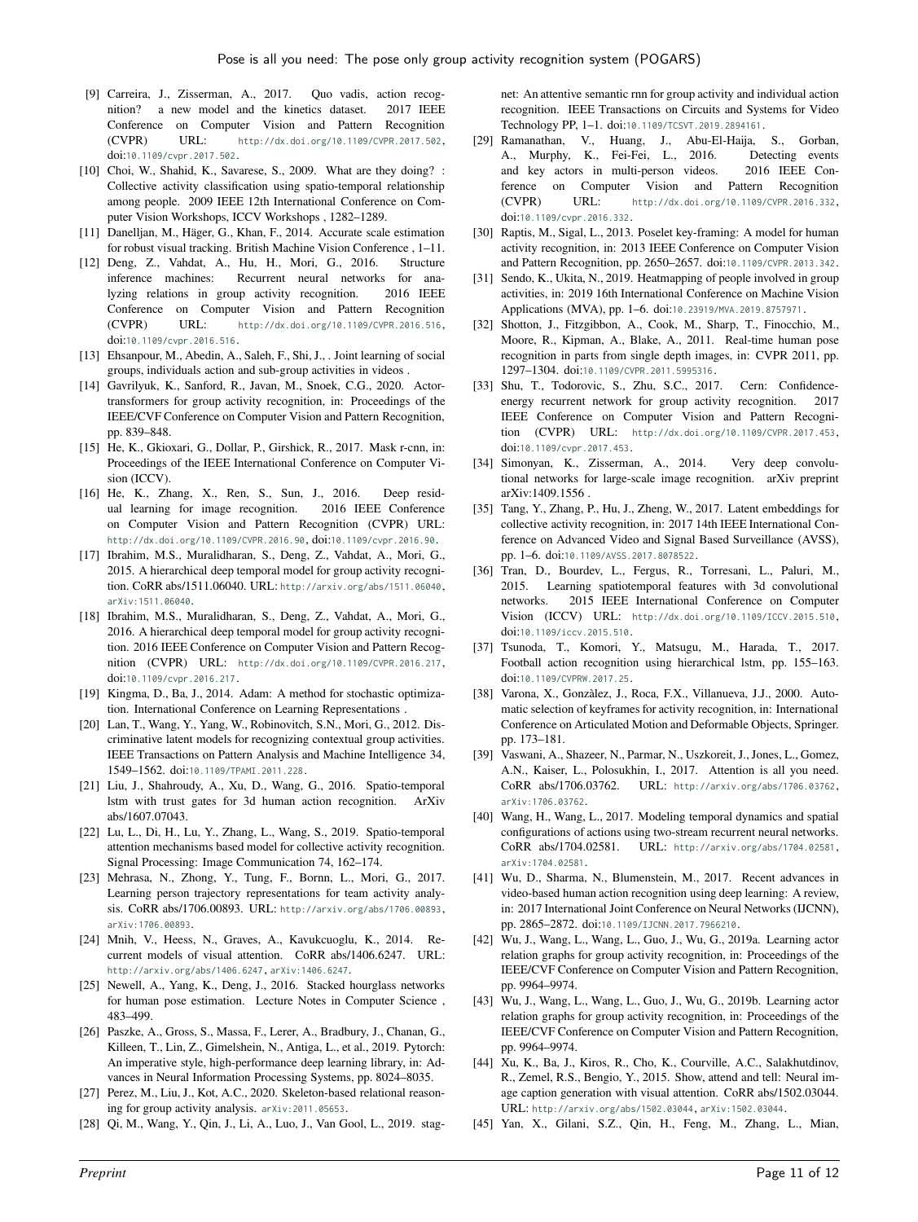[9] Carreira, J., Zisserman, A., 2017. Quo vadis, action recognition? a new model and the kinetics dataset. 2017 IEEE Conference on Computer Vision and Pattern Recognition (CVPR) URL: http://dx.doi.org/10.1109/CVPR.2017.502, doi:10.1109/cvpr.2017.502.

[10] Choi, W., Shahid, K., Savarese, S., 2009. What are they doing? : Collective activity classification using spatio-temporal relationship among people. 2009 IEEE 12th International Conference on Computer Vision Workshops, ICCV Workshops , 1282–1289.

[11] Danelljan, M., Häger, G., Khan, F., 2014. Accurate scale estimation for robust visual tracking. British Machine Vision Conference , 1–11.

[12] Deng, Z., Vahdat, A., Hu, H., Mori, G., 2016. Structure inference machines: Recurrent neural networks for analyzing relations in group activity recognition. 2016 IEEE Conference on Computer Vision and Pattern Recognition (CVPR) URL: http://dx.doi.org/10.1109/CVPR.2016.516, doi:10.1109/cvpr.2016.516.

[13] Ehsanpour, M., Abedin, A., Saleh, F., Shi, J., . Joint learning of social groups, individuals action and sub-group activities in videos .

[14] Gavrilyuk, K., Sanford, R., Javan, M., Snoek, C.G., 2020. Actor-transformers for group activity recognition, in: Proceedings of the IEEE/CVF Conference on Computer Vision and Pattern Recognition, pp. 839–848.

[15] He, K., Gkioxari, G., Dollar, P., Girshick, R., 2017. Mask r-cnn, in: Proceedings of the IEEE International Conference on Computer Vision (ICCV).

[16] He, K., Zhang, X., Ren, S., Sun, J., 2016. Deep residual learning for image recognition. 2016 IEEE Conference on Computer Vision and Pattern Recognition (CVPR) URL: http://dx.doi.org/10.1109/CVPR.2016.90, doi:10.1109/cvpr.2016.90.

[17] Ibrahim, M.S., Muralidharan, S., Deng, Z., Vahdat, A., Mori, G., 2015. A hierarchical deep temporal model for group activity recognition. CoRR abs/1511.06040. URL: http://arxiv.org/abs/1511.06040, arXiv:1511.06040.

[18] Ibrahim, M.S., Muralidharan, S., Deng, Z., Vahdat, A., Mori, G., 2016. A hierarchical deep temporal model for group activity recognition. 2016 IEEE Conference on Computer Vision and Pattern Recognition (CVPR) URL: http://dx.doi.org/10.1109/CVPR.2016.217, doi:10.1109/cvpr.2016.217.

[19] Kingma, D., Ba, J., 2014. Adam: A method for stochastic optimization. International Conference on Learning Representations .

[20] Lan, T., Wang, Y., Yang, W., Robinovitch, S.N., Mori, G., 2012. Discriminative latent models for recognizing contextual group activities. IEEE Transactions on Pattern Analysis and Machine Intelligence 34, 1549–1562. doi:10.1109/TPAMI.2011.228.

[21] Liu, J., Shahroudy, A., Xu, D., Wang, G., 2016. Spatio-temporal lstm with trust gates for 3d human action recognition. ArXiv abs/1607.07043.

[22] Lu, L., Di, H., Lu, Y., Zhang, L., Wang, S., 2019. Spatio-temporal attention mechanisms based model for collective activity recognition. Signal Processing: Image Communication 74, 162–174.

[23] Mehrasa, N., Zhong, Y., Tung, F., Bornn, L., Mori, G., 2017. Learning person trajectory representations for team activity analysis. CoRR abs/1706.00893. URL: http://arxiv.org/abs/1706.00893, arXiv:1706.00893.

[24] Mnih, V., Heess, N., Graves, A., Kavukcuoglu, K., 2014. Recurrent models of visual attention. CoRR abs/1406.6247. URL: http://arxiv.org/abs/1406.6247, arXiv:1406.6247.

[25] Newell, A., Yang, K., Deng, J., 2016. Stacked hourglass networks for human pose estimation. Lecture Notes in Computer Science , 483–499.

[26] Paszke, A., Gross, S., Massa, F., Lerer, A., Bradbury, J., Chanan, G., Killeen, T., Lin, Z., Gimelshein, N., Antiga, L., et al., 2019. Pytorch: An imperative style, high-performance deep learning library, in: Advances in Neural Information Processing Systems, pp. 8024–8035.

[27] Perez, M., Liu, J., Kot, A.C., 2020. Skeleton-based relational reasoning for group activity analysis. arXiv:2011.05653.

[28] Qi, M., Wang, Y., Qin, J., Li, A., Luo, J., Van Gool, L., 2019. stagnet: An attentive semantic rnn for group activity and individual action recognition. IEEE Transactions on Circuits and Systems for Video Technology PP, 1–1. doi:10.1109/TCSVT.2019.2894161.

[29] Ramanathan, V., Huang, J., Abu-El-Haija, S., Gorban, A., Murphy, K., Fei-Fei, L., 2016. Detecting events and key actors in multi-person videos. 2016 IEEE Conference on Computer Vision and Pattern Recognition (CVPR) URL: http://dx.doi.org/10.1109/CVPR.2016.332, doi:10.1109/cvpr.2016.332.

[30] Raptis, M., Sigal, L., 2013. Poselet key-framing: A model for human activity recognition, in: 2013 IEEE Conference on Computer Vision and Pattern Recognition, pp. 2650–2657. doi:10.1109/CVPR.2013.342.

[31] Sendo, K., Ukita, N., 2019. Heatmapping of people involved in group activities, in: 2019 16th International Conference on Machine Vision Applications (MVA), pp. 1–6. doi:10.23919/MVA.2019.8757971.

[32] Shotton, J., Fitzgibbon, A., Cook, M., Sharp, T., Finocchio, M., Moore, R., Kipman, A., Blake, A., 2011. Real-time human pose recognition in parts from single depth images, in: CVPR 2011, pp. 1297–1304. doi:10.1109/CVPR.2011.5995316.

[33] Shu, T., Todorovic, S., Zhu, S.C., 2017. Cern: Confidence-energy recurrent network for group activity recognition. 2017 IEEE Conference on Computer Vision and Pattern Recognition (CVPR) URL: http://dx.doi.org/10.1109/CVPR.2017.453, doi:10.1109/cvpr.2017.453.

[34] Simonyan, K., Zisserman, A., 2014. Very deep convolutional networks for large-scale image recognition. arXiv preprint arXiv:1409.1556 .

[35] Tang, Y., Zhang, P., Hu, J., Zheng, W., 2017. Latent embeddings for collective activity recognition, in: 2017 14th IEEE International Conference on Advanced Video and Signal Based Surveillance (AVSS), pp. 1–6. doi:10.1109/AVSS.2017.8078522.

[36] Tran, D., Bourdev, L., Fergus, R., Torresani, L., Paluri, M., 2015. Learning spatiotemporal features with 3d convolutional networks. 2015 IEEE International Conference on Computer Vision (ICCV) URL: http://dx.doi.org/10.1109/ICCV.2015.510, doi:10.1109/iccv.2015.510.

[37] Tsunoda, T., Komori, Y., Matsugu, M., Harada, T., 2017. Football action recognition using hierarchical lstm, pp. 155–163. doi:10.1109/CVPRW.2017.25.

[38] Varona, X., Gonzàlez, J., Roca, F.X., Villanueva, J.J., 2000. Automatic selection of keyframes for activity recognition, in: International Conference on Articulated Motion and Deformable Objects, Springer. pp. 173–181.

[39] Vaswani, A., Shazeer, N., Parmar, N., Uszkoreit, J., Jones, L., Gomez, A.N., Kaiser, L., Polosukhin, I., 2017. Attention is all you need. CoRR abs/1706.03762. URL: http://arxiv.org/abs/1706.03762, arXiv:1706.03762.

[40] Wang, H., Wang, L., 2017. Modeling temporal dynamics and spatial configurations of actions using two-stream recurrent neural networks. CoRR abs/1704.02581. URL: http://arxiv.org/abs/1704.02581, arXiv:1704.02581.

[41] Wu, D., Sharma, N., Blumenstein, M., 2017. Recent advances in video-based human action recognition using deep learning: A review, in: 2017 International Joint Conference on Neural Networks (IJCNN), pp. 2865–2872. doi:10.1109/IJCNN.2017.7966210.

[42] Wu, J., Wang, L., Wang, L., Guo, J., Wu, G., 2019a. Learning actor relation graphs for group activity recognition, in: Proceedings of the IEEE/CVF Conference on Computer Vision and Pattern Recognition, pp. 9964–9974.

[43] Wu, J., Wang, L., Wang, L., Guo, J., Wu, G., 2019b. Learning actor relation graphs for group activity recognition, in: Proceedings of the IEEE/CVF Conference on Computer Vision and Pattern Recognition, pp. 9964–9974.

[44] Xu, K., Ba, J., Kiros, R., Cho, K., Courville, A.C., Salakhutdinov, R., Zemel, R.S., Bengio, Y., 2015. Show, attend and tell: Neural image caption generation with visual attention. CoRR abs/1502.03044. URL: http://arxiv.org/abs/1502.03044, arXiv:1502.03044.

[45] Yan, X., Gilani, S.Z., Qin, H., Feng, M., Zhang, L., Mian,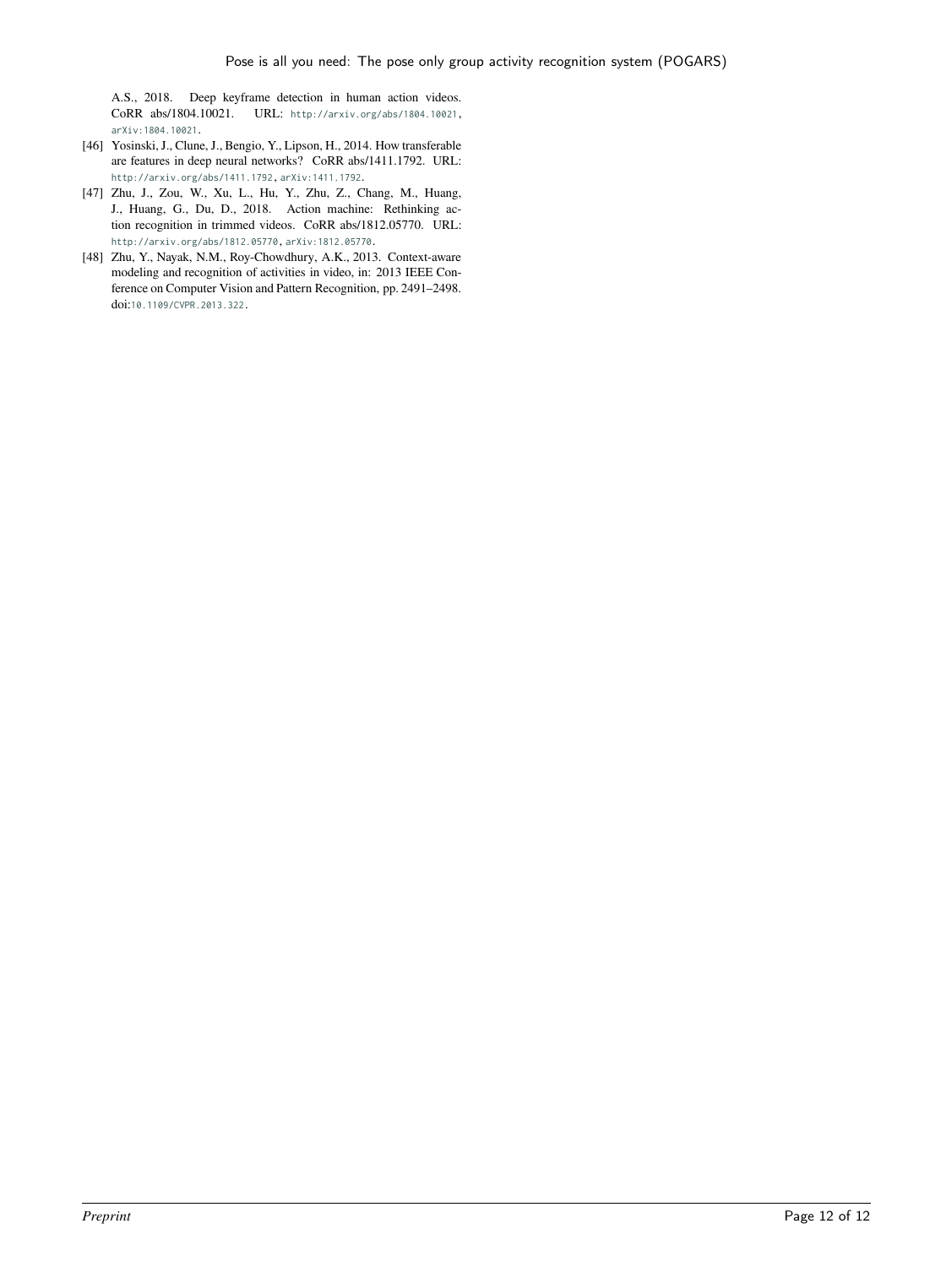A.S., 2018. Deep keyframe detection in human action videos. CoRR abs/1804.10021. URL: http://arxiv.org/abs/1804.10021, arXiv:1804.10021.

[46] Yosinski, J., Clune, J., Bengio, Y., Lipson, H., 2014. How transferable are features in deep neural networks? CoRR abs/1411.1792. URL: http://arxiv.org/abs/1411.1792, arXiv:1411.1792.

[47] Zhu, J., Zou, W., Xu, L., Hu, Y., Zhu, Z., Chang, M., Huang, J., Huang, G., Du, D., 2018. Action machine: Rethinking action recognition in trimmed videos. CoRR abs/1812.05770. URL: http://arxiv.org/abs/1812.05770, arXiv:1812.05770.

[48] Zhu, Y., Nayak, N.M., Roy-Chowdhury, A.K., 2013. Context-aware modeling and recognition of activities in video, in: 2013 IEEE Conference on Computer Vision and Pattern Recognition, pp. 2491–2498. doi:10.1109/CVPR.2013.322.